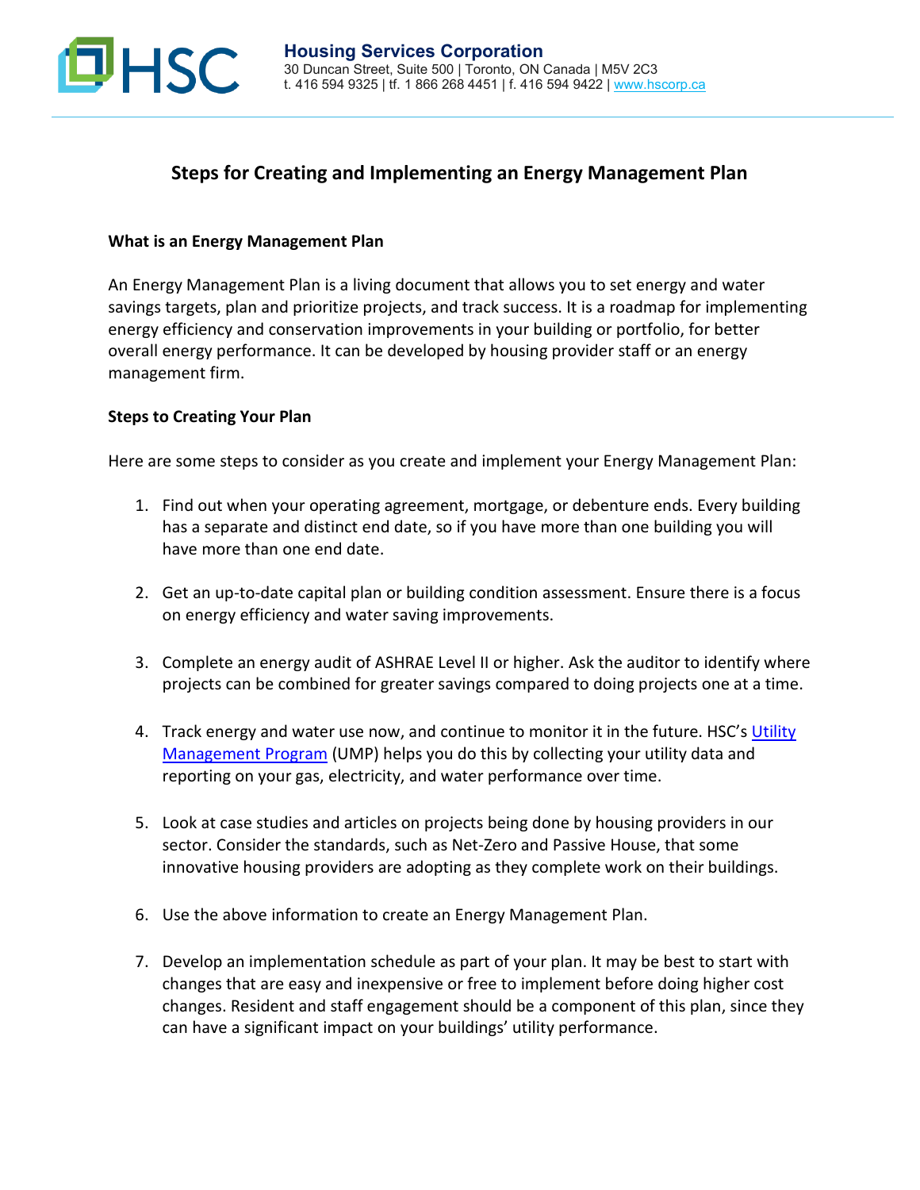Housing Services Corporation
30 Duncan Street, Suite 500 | Toronto, ON Canada | M5V 2C3
t. 416 594 9325 | tf. 1 866 268 4451 | f. 416 594 9422 | www.hscorp.ca

# Steps for Creating and Implementing an Energy Management Plan

**What is an Energy Management Plan**

An Energy Management Plan is a living document that allows you to set energy and water savings targets, plan and prioritize projects, and track success. It is a roadmap for implementing energy efficiency and conservation improvements in your building or portfolio, for better overall energy performance. It can be developed by housing provider staff or an energy management firm.

**Steps to Creating Your Plan**

Here are some steps to consider as you create and implement your Energy Management Plan:

1. Find out when your operating agreement, mortgage, or debenture ends. Every building has a separate and distinct end date, so if you have more than one building you will have more than one end date.

2. Get an up-to-date capital plan or building condition assessment. Ensure there is a focus on energy efficiency and water saving improvements.

3. Complete an energy audit of ASHRAE Level II or higher. Ask the auditor to identify where projects can be combined for greater savings compared to doing projects one at a time.

4. Track energy and water use now, and continue to monitor it in the future. HSC's Utility Management Program (UMP) helps you do this by collecting your utility data and reporting on your gas, electricity, and water performance over time.

5. Look at case studies and articles on projects being done by housing providers in our sector. Consider the standards, such as Net-Zero and Passive House, that some innovative housing providers are adopting as they complete work on their buildings.

6. Use the above information to create an Energy Management Plan.

7. Develop an implementation schedule as part of your plan. It may be best to start with changes that are easy and inexpensive or free to implement before doing higher cost changes. Resident and staff engagement should be a component of this plan, since they can have a significant impact on your buildings' utility performance.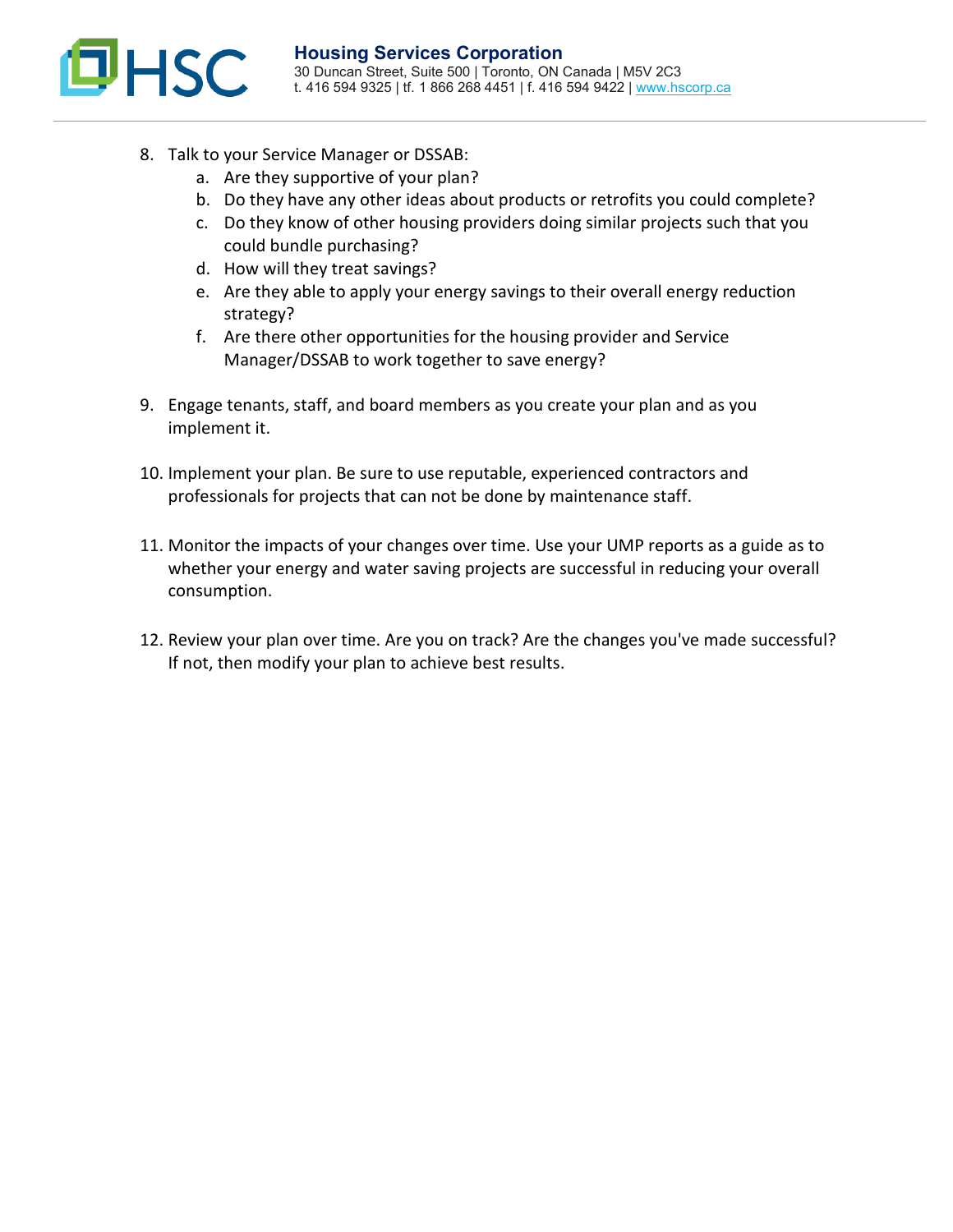8. Talk to your Service Manager or DSSAB:
    a. Are they supportive of your plan?
    b. Do they have any other ideas about products or retrofits you could complete?
    c. Do they know of other housing providers doing similar projects such that you could bundle purchasing?
    d. How will they treat savings?
    e. Are they able to apply your energy savings to their overall energy reduction strategy?
    f. Are there other opportunities for the housing provider and Service Manager/DSSAB to work together to save energy?

9. Engage tenants, staff, and board members as you create your plan and as you implement it.

10. Implement your plan. Be sure to use reputable, experienced contractors and professionals for projects that can not be done by maintenance staff.

11. Monitor the impacts of your changes over time. Use your UMP reports as a guide as to whether your energy and water saving projects are successful in reducing your overall consumption.

12. Review your plan over time. Are you on track? Are the changes you've made successful? If not, then modify your plan to achieve best results.